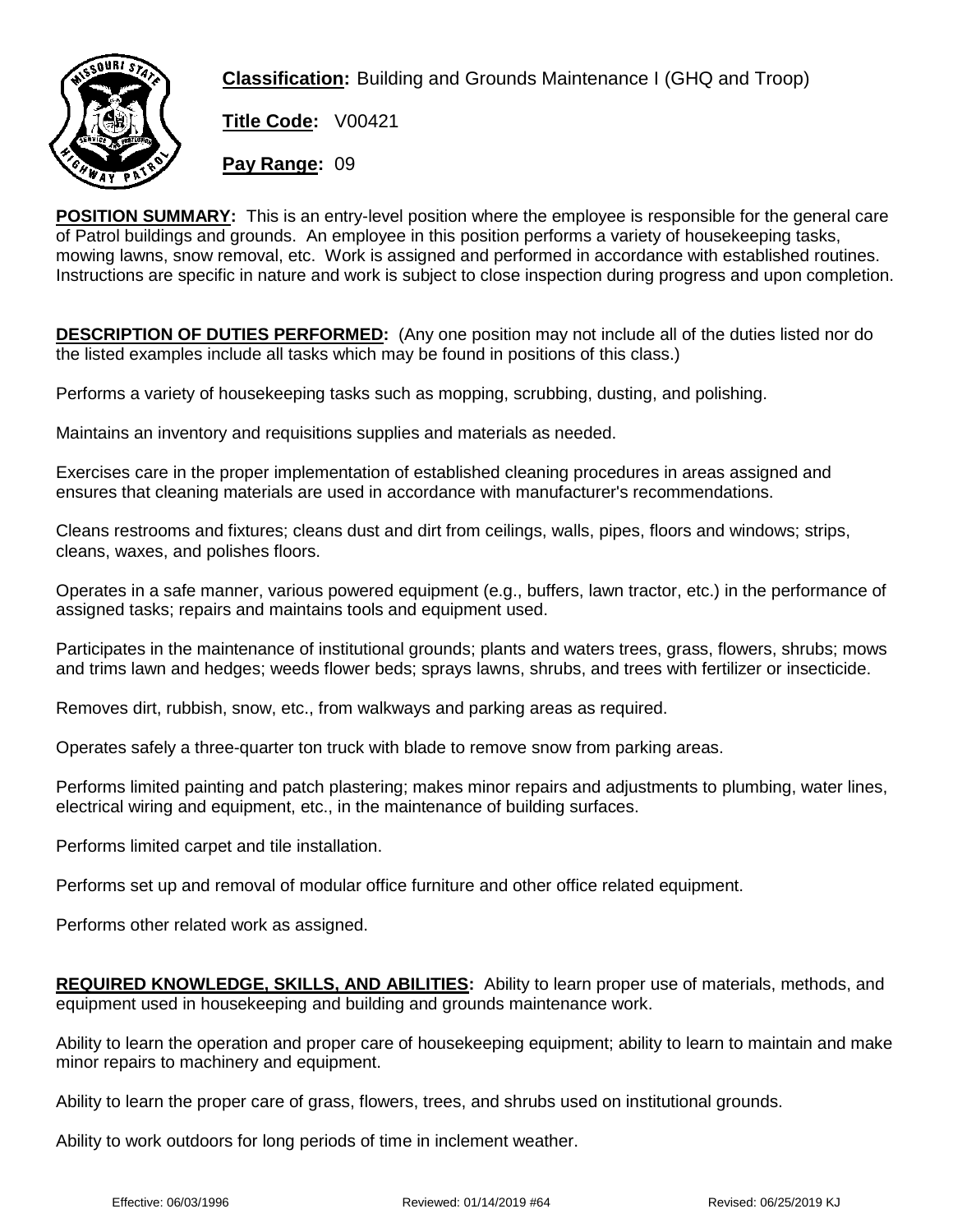**Classification:** Building and Grounds Maintenance I (GHQ and Troop)

**Title Code:** V00421

**Pay Range:** 09

**POSITION SUMMARY:** This is an entry-level position where the employee is responsible for the general care of Patrol buildings and grounds. An employee in this position performs a variety of housekeeping tasks, mowing lawns, snow removal, etc. Work is assigned and performed in accordance with established routines. Instructions are specific in nature and work is subject to close inspection during progress and upon completion.

**DESCRIPTION OF DUTIES PERFORMED:** (Any one position may not include all of the duties listed nor do the listed examples include all tasks which may be found in positions of this class.)

Performs a variety of housekeeping tasks such as mopping, scrubbing, dusting, and polishing.

Maintains an inventory and requisitions supplies and materials as needed.

Exercises care in the proper implementation of established cleaning procedures in areas assigned and ensures that cleaning materials are used in accordance with manufacturer's recommendations.

Cleans restrooms and fixtures; cleans dust and dirt from ceilings, walls, pipes, floors and windows; strips, cleans, waxes, and polishes floors.

Operates in a safe manner, various powered equipment (e.g., buffers, lawn tractor, etc.) in the performance of assigned tasks; repairs and maintains tools and equipment used.

Participates in the maintenance of institutional grounds; plants and waters trees, grass, flowers, shrubs; mows and trims lawn and hedges; weeds flower beds; sprays lawns, shrubs, and trees with fertilizer or insecticide.

Removes dirt, rubbish, snow, etc., from walkways and parking areas as required.

Operates safely a three-quarter ton truck with blade to remove snow from parking areas.

Performs limited painting and patch plastering; makes minor repairs and adjustments to plumbing, water lines, electrical wiring and equipment, etc., in the maintenance of building surfaces.

Performs limited carpet and tile installation.

Performs set up and removal of modular office furniture and other office related equipment.

Performs other related work as assigned.

**REQUIRED KNOWLEDGE, SKILLS, AND ABILITIES:** Ability to learn proper use of materials, methods, and equipment used in housekeeping and building and grounds maintenance work.

Ability to learn the operation and proper care of housekeeping equipment; ability to learn to maintain and make minor repairs to machinery and equipment.

Ability to learn the proper care of grass, flowers, trees, and shrubs used on institutional grounds.

Ability to work outdoors for long periods of time in inclement weather.

Effective: 06/03/1996 Reviewed: 01/14/2019 #64 Revised: 06/25/2019 KJ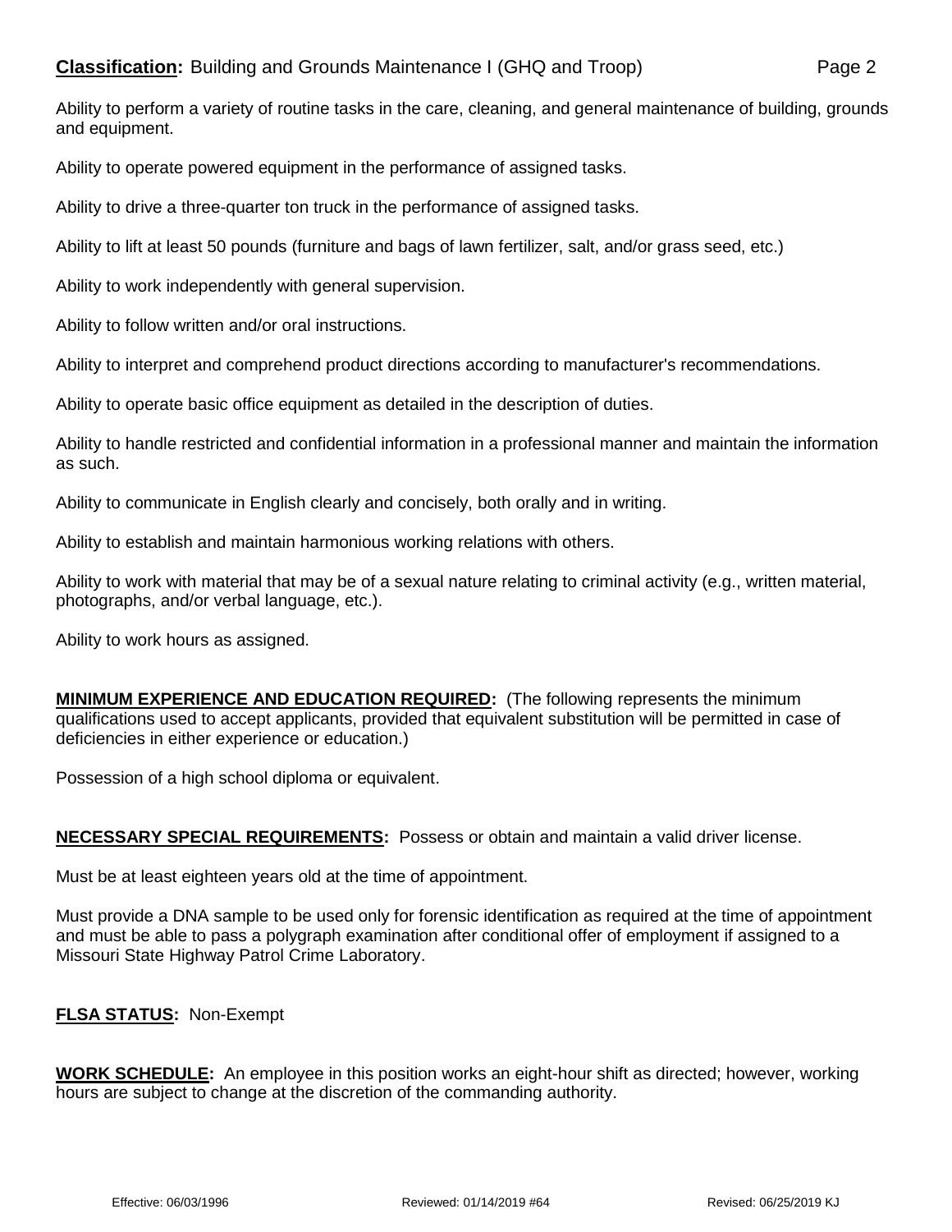Ability to perform a variety of routine tasks in the care, cleaning, and general maintenance of building, grounds and equipment.

Ability to operate powered equipment in the performance of assigned tasks.

Ability to drive a three-quarter ton truck in the performance of assigned tasks.

Ability to lift at least 50 pounds (furniture and bags of lawn fertilizer, salt, and/or grass seed, etc.)

Ability to work independently with general supervision.

Ability to follow written and/or oral instructions.

Ability to interpret and comprehend product directions according to manufacturer's recommendations.

Ability to operate basic office equipment as detailed in the description of duties.

Ability to handle restricted and confidential information in a professional manner and maintain the information as such.

Ability to communicate in English clearly and concisely, both orally and in writing.

Ability to establish and maintain harmonious working relations with others.

Ability to work with material that may be of a sexual nature relating to criminal activity (e.g., written material, photographs, and/or verbal language, etc.).

Ability to work hours as assigned.

**MINIMUM EXPERIENCE AND EDUCATION REQUIRED:** (The following represents the minimum qualifications used to accept applicants, provided that equivalent substitution will be permitted in case of deficiencies in either experience or education.)

Possession of a high school diploma or equivalent.

**NECESSARY SPECIAL REQUIREMENTS:** Possess or obtain and maintain a valid driver license.

Must be at least eighteen years old at the time of appointment.

Must provide a DNA sample to be used only for forensic identification as required at the time of appointment and must be able to pass a polygraph examination after conditional offer of employment if assigned to a Missouri State Highway Patrol Crime Laboratory.

**FLSA STATUS:** Non-Exempt

**WORK SCHEDULE:** An employee in this position works an eight-hour shift as directed; however, working hours are subject to change at the discretion of the commanding authority.

Effective: 06/03/1996 Reviewed: 01/14/2019 #64 Revised: 06/25/2019 KJ